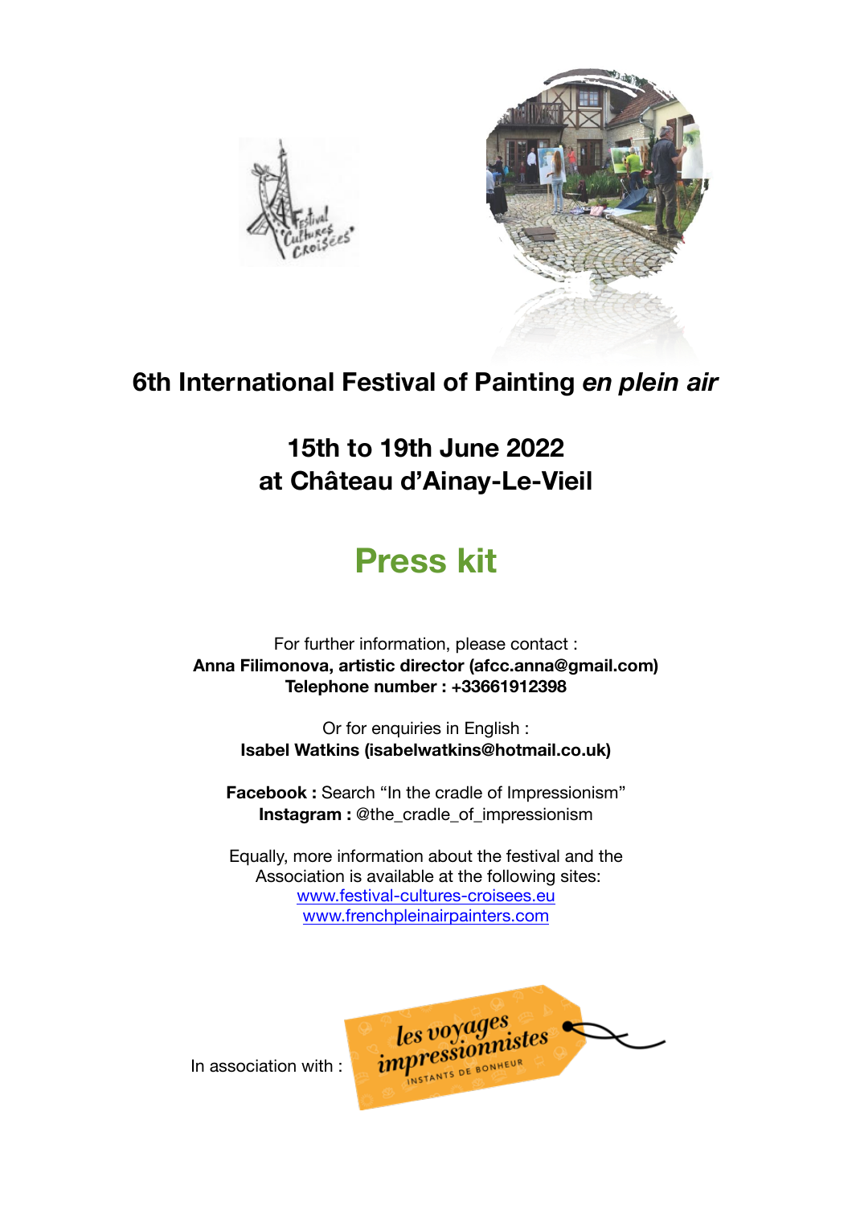# 6th International Festival of Painting *en plein air*

## 15th to 19th June 2022
## at Château d'Ainay-Le-Vieil

# Press kit

For further information, please contact :
**Anna Filimonova, artistic director (afcc.anna@gmail.com)**
**Telephone number : +33661912398**

Or for enquiries in English :
**Isabel Watkins (isabelwatkins@hotmail.co.uk)**

**Facebook :** Search "In the cradle of Impressionism"
**Instagram :** @the_cradle_of_impressionism

Equally, more information about the festival and the Association is available at the following sites:
[www.festival-cultures-croisees.eu](www.festival-cultures-croisees.eu)
[www.frenchpleinairpainters.com](www.frenchpleinairpainters.com)

In association with :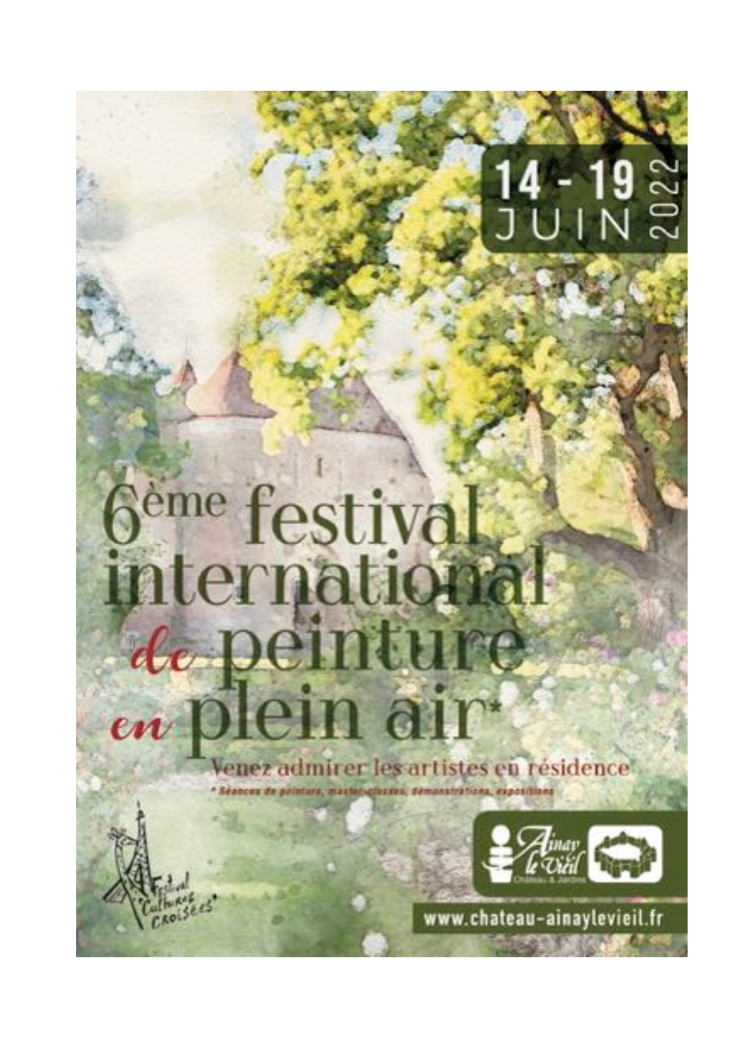14 - 19 JUIN 2022

# 6ème festival international de peinture en plein air*

Venez admirer les artistes en résidence

* Séances de peinture, master-classes, démonstrations, expositions

Festival "Cultures Croisées"

Ainay le Vieil Château & Jardins

www.chateau-ainaylevieil.fr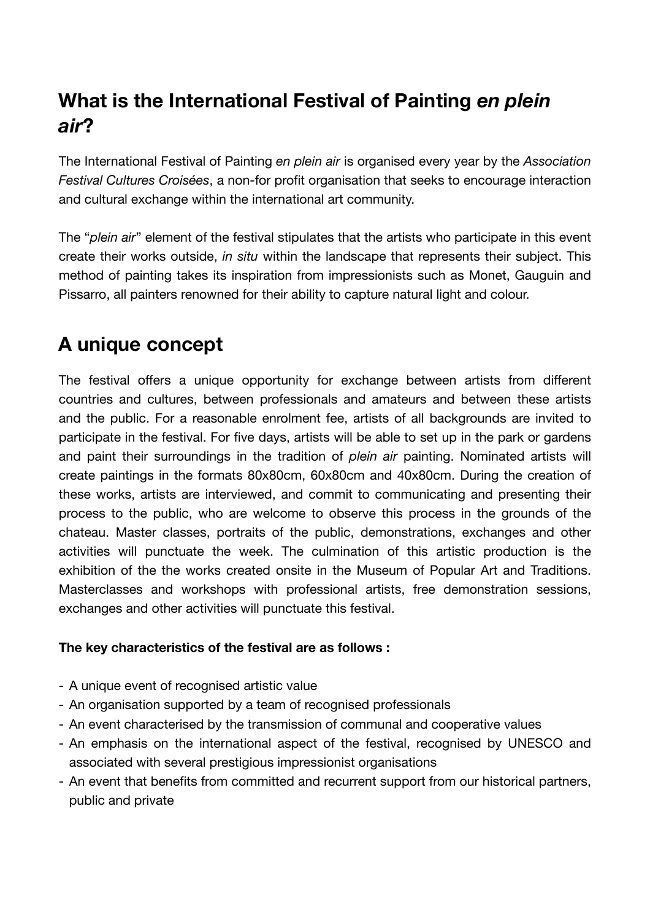## What is the International Festival of Painting *en plein air*?

The International Festival of Painting *en plein air* is organised every year by the *Association Festival Cultures Croisées*, a non-for profit organisation that seeks to encourage interaction and cultural exchange within the international art community.

The "*plein air*" element of the festival stipulates that the artists who participate in this event create their works outside, *in situ* within the landscape that represents their subject. This method of painting takes its inspiration from impressionists such as Monet, Gauguin and Pissarro, all painters renowned for their ability to capture natural light and colour.

## A unique concept

The festival offers a unique opportunity for exchange between artists from different countries and cultures, between professionals and amateurs and between these artists and the public. For a reasonable enrolment fee, artists of all backgrounds are invited to participate in the festival. For five days, artists will be able to set up in the park or gardens and paint their surroundings in the tradition of *plein air* painting. Nominated artists will create paintings in the formats 80x80cm, 60x80cm and 40x80cm. During the creation of these works, artists are interviewed, and commit to communicating and presenting their process to the public, who are welcome to observe this process in the grounds of the chateau. Master classes, portraits of the public, demonstrations, exchanges and other activities will punctuate the week. The culmination of this artistic production is the exhibition of the the works created onsite in the Museum of Popular Art and Traditions. Masterclasses and workshops with professional artists, free demonstration sessions, exchanges and other activities will punctuate this festival.

**The key characteristics of the festival are as follows :**

- A unique event of recognised artistic value
- An organisation supported by a team of recognised professionals
- An event characterised by the transmission of communal and cooperative values
- An emphasis on the international aspect of the festival, recognised by UNESCO and associated with several prestigious impressionist organisations
- An event that benefits from committed and recurrent support from our historical partners, public and private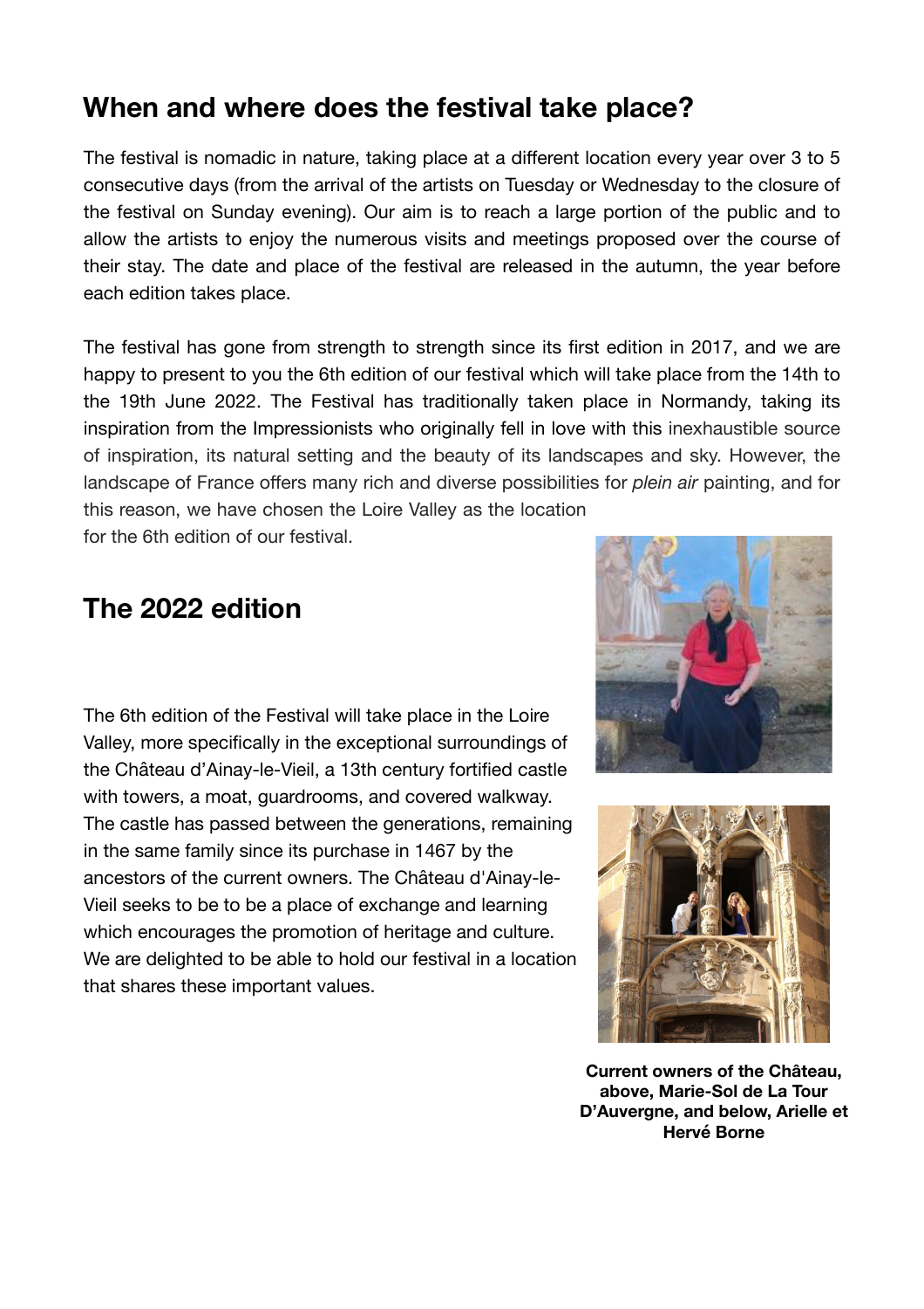## When and where does the festival take place?

The festival is nomadic in nature, taking place at a different location every year over 3 to 5 consecutive days (from the arrival of the artists on Tuesday or Wednesday to the closure of the festival on Sunday evening). Our aim is to reach a large portion of the public and to allow the artists to enjoy the numerous visits and meetings proposed over the course of their stay. The date and place of the festival are released in the autumn, the year before each edition takes place.

The festival has gone from strength to strength since its first edition in 2017, and we are happy to present to you the 6th edition of our festival which will take place from the 14th to the 19th June 2022. The Festival has traditionally taken place in Normandy, taking its inspiration from the Impressionists who originally fell in love with this inexhaustible source of inspiration, its natural setting and the beauty of its landscapes and sky. However, the landscape of France offers many rich and diverse possibilities for *plein air* painting, and for this reason, we have chosen the Loire Valley as the location for the 6th edition of our festival.

## The 2022 edition

The 6th edition of the Festival will take place in the Loire Valley, more specifically in the exceptional surroundings of the Château d'Ainay-le-Vieil, a 13th century fortified castle with towers, a moat, guardrooms, and covered walkway. The castle has passed between the generations, remaining in the same family since its purchase in 1467 by the ancestors of the current owners. The Château d'Ainay-le-Vieil seeks to be to be a place of exchange and learning which encourages the promotion of heritage and culture. We are delighted to be able to hold our festival in a location that shares these important values.

**Current owners of the Château, above, Marie-Sol de La Tour D'Auvergne, and below, Arielle et Hervé Borne**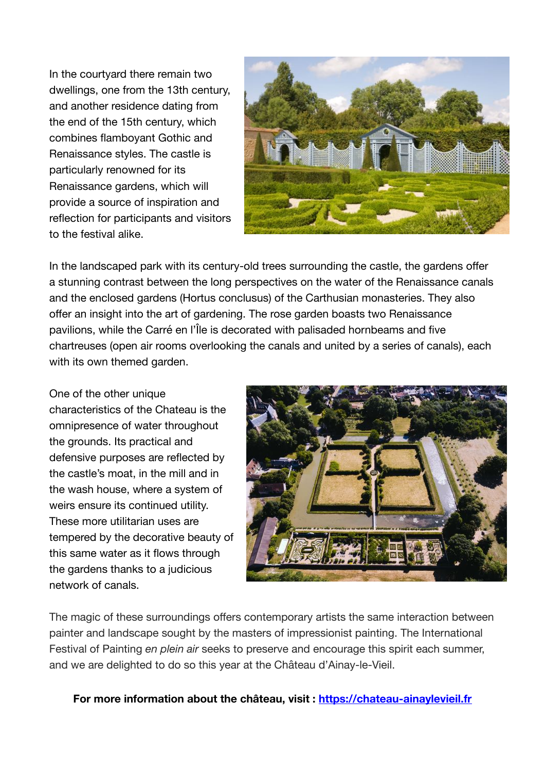In the courtyard there remain two dwellings, one from the 13th century, and another residence dating from the end of the 15th century, which combines flamboyant Gothic and Renaissance styles. The castle is particularly renowned for its Renaissance gardens, which will provide a source of inspiration and reflection for participants and visitors to the festival alike.

In the landscaped park with its century-old trees surrounding the castle, the gardens offer a stunning contrast between the long perspectives on the water of the Renaissance canals and the enclosed gardens (Hortus conclusus) of the Carthusian monasteries. They also offer an insight into the art of gardening. The rose garden boasts two Renaissance pavilions, while the Carré en l'Île is decorated with palisaded hornbeams and five chartreuses (open air rooms overlooking the canals and united by a series of canals), each with its own themed garden.

One of the other unique characteristics of the Chateau is the omnipresence of water throughout the grounds. Its practical and defensive purposes are reflected by the castle's moat, in the mill and in the wash house, where a system of weirs ensure its continued utility. These more utilitarian uses are tempered by the decorative beauty of this same water as it flows through the gardens thanks to a judicious network of canals.

The magic of these surroundings offers contemporary artists the same interaction between painter and landscape sought by the masters of impressionist painting. The International Festival of Painting *en plein air* seeks to preserve and encourage this spirit each summer, and we are delighted to do so this year at the Château d'Ainay-le-Vieil.

**For more information about the château, visit : [https://chateau-ainaylevieil.fr](https://chateau-ainaylevieil.fr)**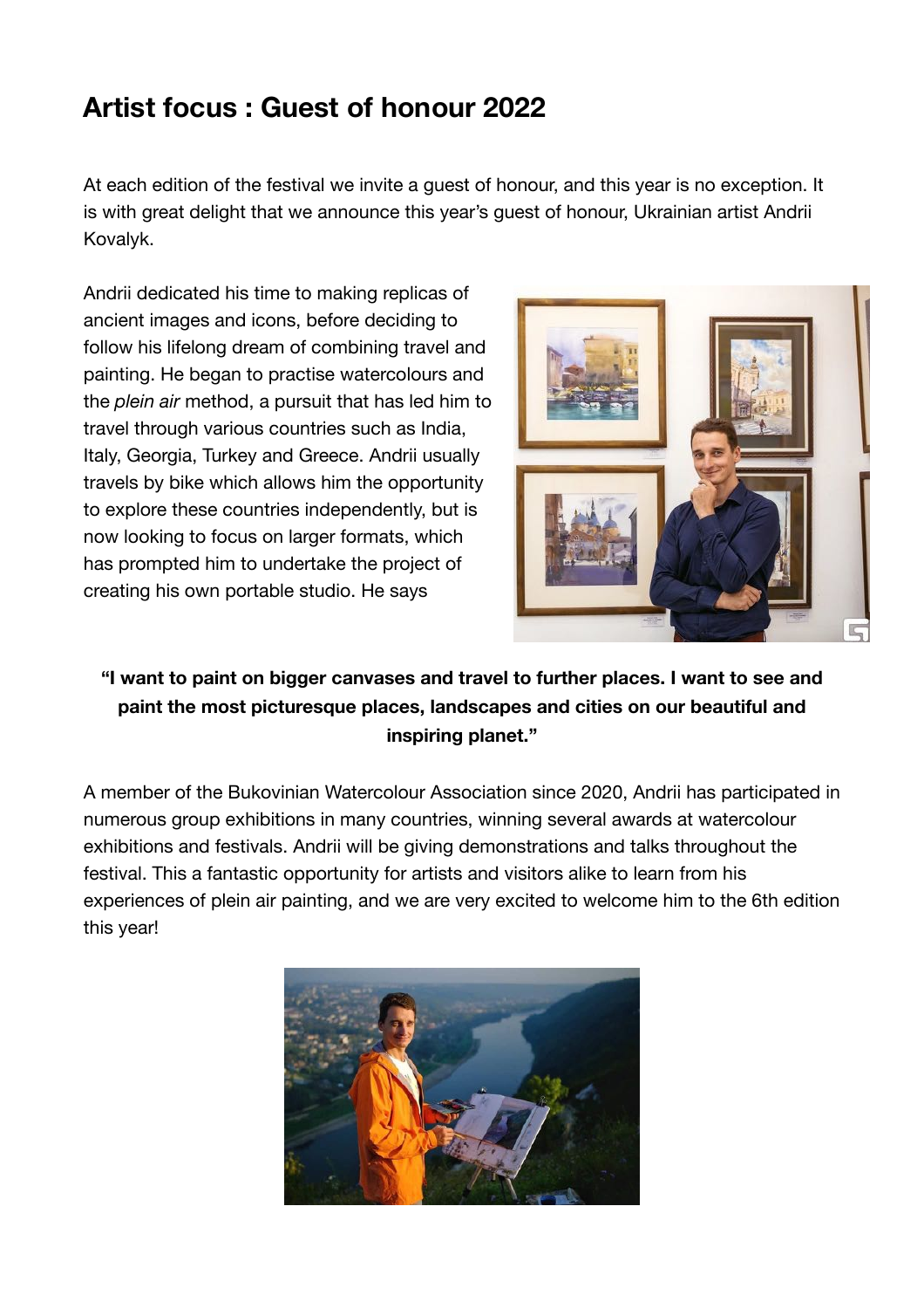## Artist focus : Guest of honour 2022

At each edition of the festival we invite a guest of honour, and this year is no exception. It is with great delight that we announce this year's guest of honour, Ukrainian artist Andrii Kovalyk.

Andrii dedicated his time to making replicas of ancient images and icons, before deciding to follow his lifelong dream of combining travel and painting. He began to practise watercolours and the *plein air* method, a pursuit that has led him to travel through various countries such as India, Italy, Georgia, Turkey and Greece. Andrii usually travels by bike which allows him the opportunity to explore these countries independently, but is now looking to focus on larger formats, which has prompted him to undertake the project of creating his own portable studio. He says

**"I want to paint on bigger canvases and travel to further places. I want to see and paint the most picturesque places, landscapes and cities on our beautiful and inspiring planet."**

A member of the Bukovinian Watercolour Association since 2020, Andrii has participated in numerous group exhibitions in many countries, winning several awards at watercolour exhibitions and festivals. Andrii will be giving demonstrations and talks throughout the festival. This a fantastic opportunity for artists and visitors alike to learn from his experiences of plein air painting, and we are very excited to welcome him to the 6th edition this year!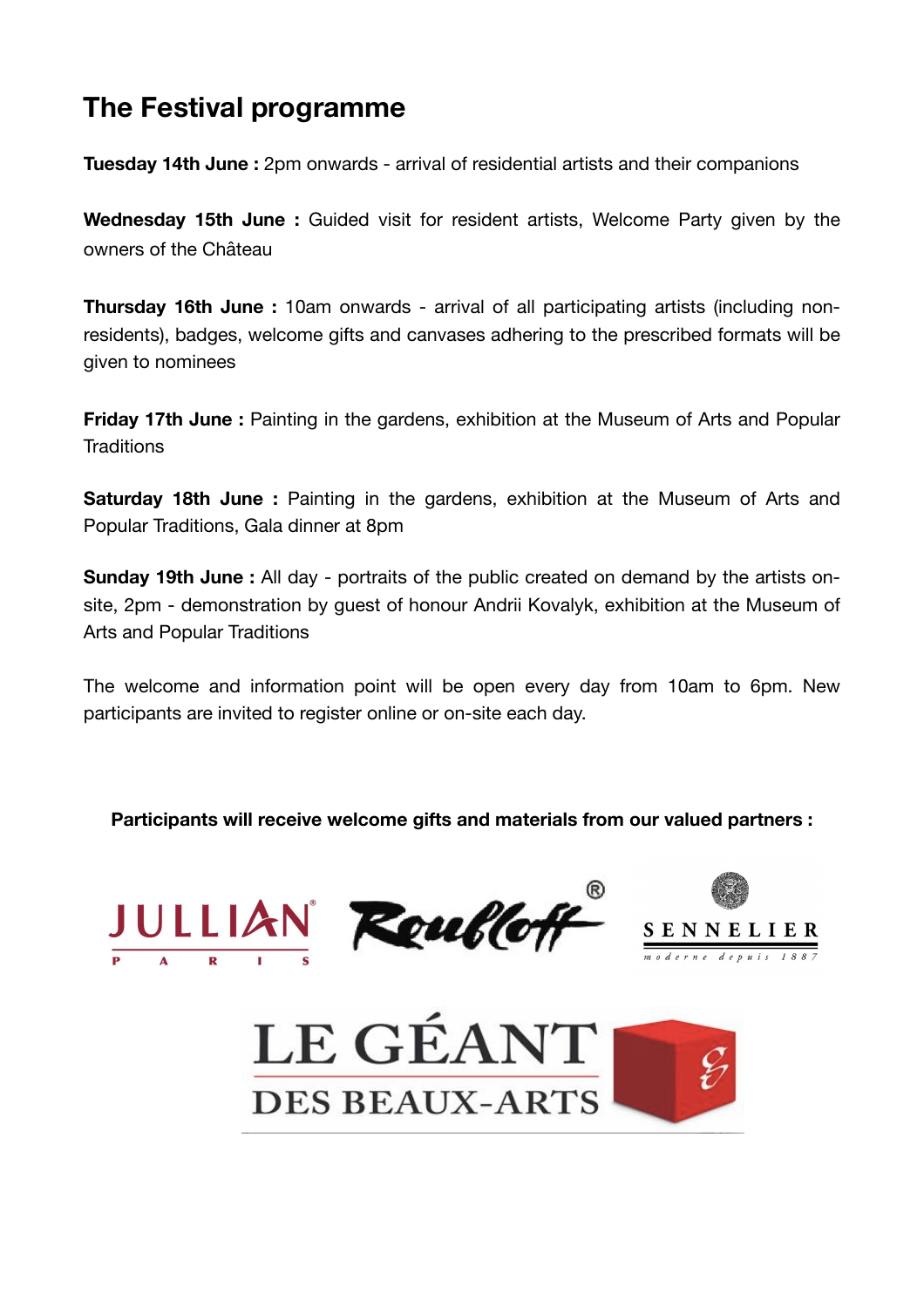## The Festival programme

**Tuesday 14th June :** 2pm onwards - arrival of residential artists and their companions

**Wednesday 15th June :** Guided visit for resident artists, Welcome Party given by the owners of the Château

**Thursday 16th June :** 10am onwards - arrival of all participating artists (including non-residents), badges, welcome gifts and canvases adhering to the prescribed formats will be given to nominees

**Friday 17th June :** Painting in the gardens, exhibition at the Museum of Arts and Popular Traditions

**Saturday 18th June :** Painting in the gardens, exhibition at the Museum of Arts and Popular Traditions, Gala dinner at 8pm

**Sunday 19th June :** All day - portraits of the public created on demand by the artists on-site, 2pm - demonstration by guest of honour Andrii Kovalyk, exhibition at the Museum of Arts and Popular Traditions

The welcome and information point will be open every day from 10am to 6pm. New participants are invited to register online or on-site each day.

**Participants will receive welcome gifts and materials from our valued partners :**

JULLIAN PARIS

Raphaël

SENNELIER moderne depuis 1887

LE GÉANT DES BEAUX-ARTS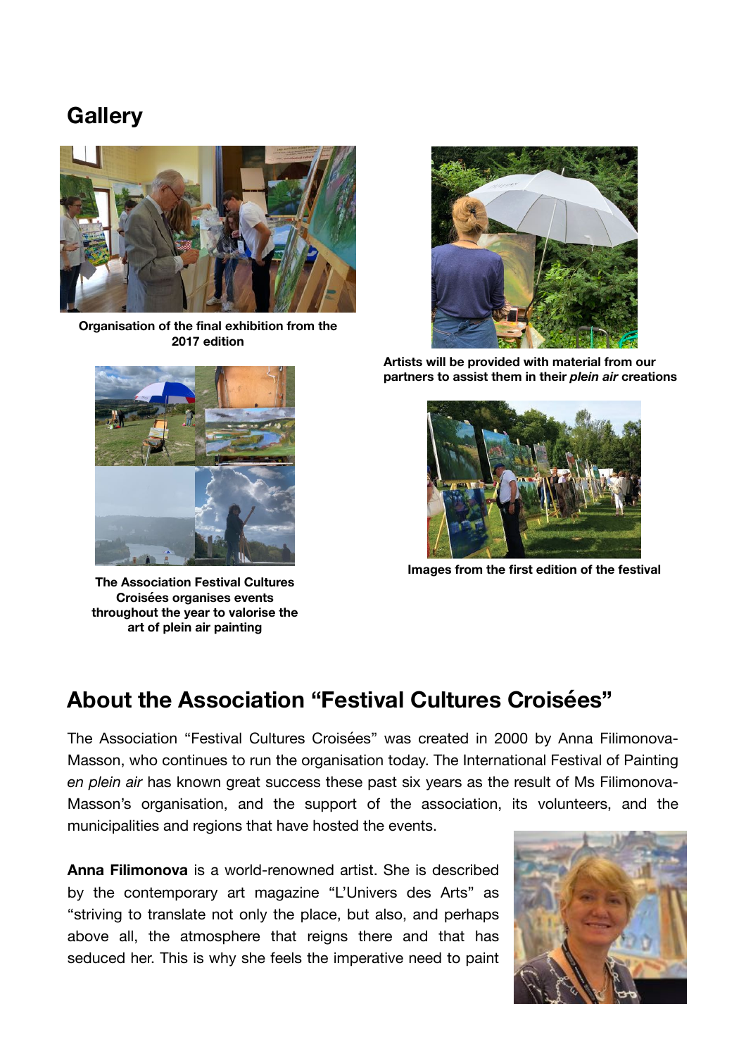## Gallery

Organisation of the final exhibition from the 2017 edition

Artists will be provided with material from our partners to assist them in their *plein air* creations

The Association Festival Cultures Croisées organises events throughout the year to valorise the art of plein air painting

Images from the first edition of the festival

## About the Association "Festival Cultures Croisées"

The Association "Festival Cultures Croisées" was created in 2000 by Anna Filimonova-Masson, who continues to run the organisation today. The International Festival of Painting *en plein air* has known great success these past six years as the result of Ms Filimonova-Masson's organisation, and the support of the association, its volunteers, and the municipalities and regions that have hosted the events.

**Anna Filimonova** is a world-renowned artist. She is described by the contemporary art magazine "L'Univers des Arts" as "striving to translate not only the place, but also, and perhaps above all, the atmosphere that reigns there and that has seduced her. This is why she feels the imperative need to paint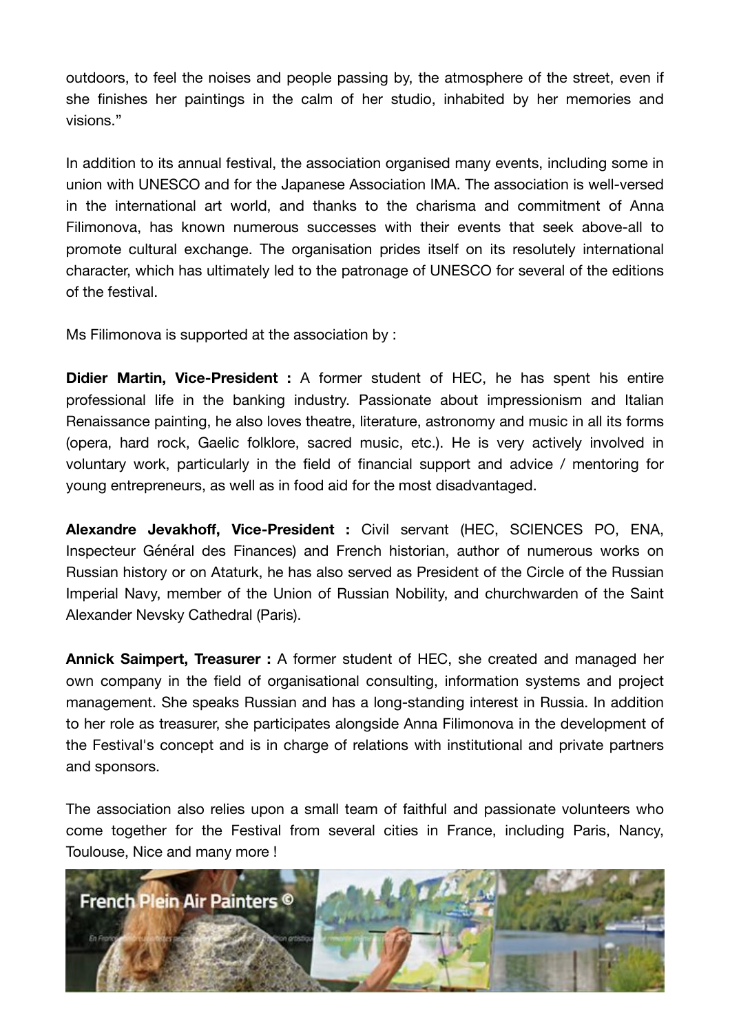outdoors, to feel the noises and people passing by, the atmosphere of the street, even if she finishes her paintings in the calm of her studio, inhabited by her memories and visions."

In addition to its annual festival, the association organised many events, including some in union with UNESCO and for the Japanese Association IMA. The association is well-versed in the international art world, and thanks to the charisma and commitment of Anna Filimonova, has known numerous successes with their events that seek above-all to promote cultural exchange. The organisation prides itself on its resolutely international character, which has ultimately led to the patronage of UNESCO for several of the editions of the festival.

Ms Filimonova is supported at the association by :

**Didier Martin, Vice-President :** A former student of HEC, he has spent his entire professional life in the banking industry. Passionate about impressionism and Italian Renaissance painting, he also loves theatre, literature, astronomy and music in all its forms (opera, hard rock, Gaelic folklore, sacred music, etc.). He is very actively involved in voluntary work, particularly in the field of financial support and advice / mentoring for young entrepreneurs, as well as in food aid for the most disadvantaged.

**Alexandre Jevakhoff, Vice-President :** Civil servant (HEC, SCIENCES PO, ENA, Inspecteur Général des Finances) and French historian, author of numerous works on Russian history or on Ataturk, he has also served as President of the Circle of the Russian Imperial Navy, member of the Union of Russian Nobility, and churchwarden of the Saint Alexander Nevsky Cathedral (Paris).

**Annick Saimpert, Treasurer :** A former student of HEC, she created and managed her own company in the field of organisational consulting, information systems and project management. She speaks Russian and has a long-standing interest in Russia. In addition to her role as treasurer, she participates alongside Anna Filimonova in the development of the Festival's concept and is in charge of relations with institutional and private partners and sponsors.

The association also relies upon a small team of faithful and passionate volunteers who come together for the Festival from several cities in France, including Paris, Nancy, Toulouse, Nice and many more !

French Plein Air Painters ©